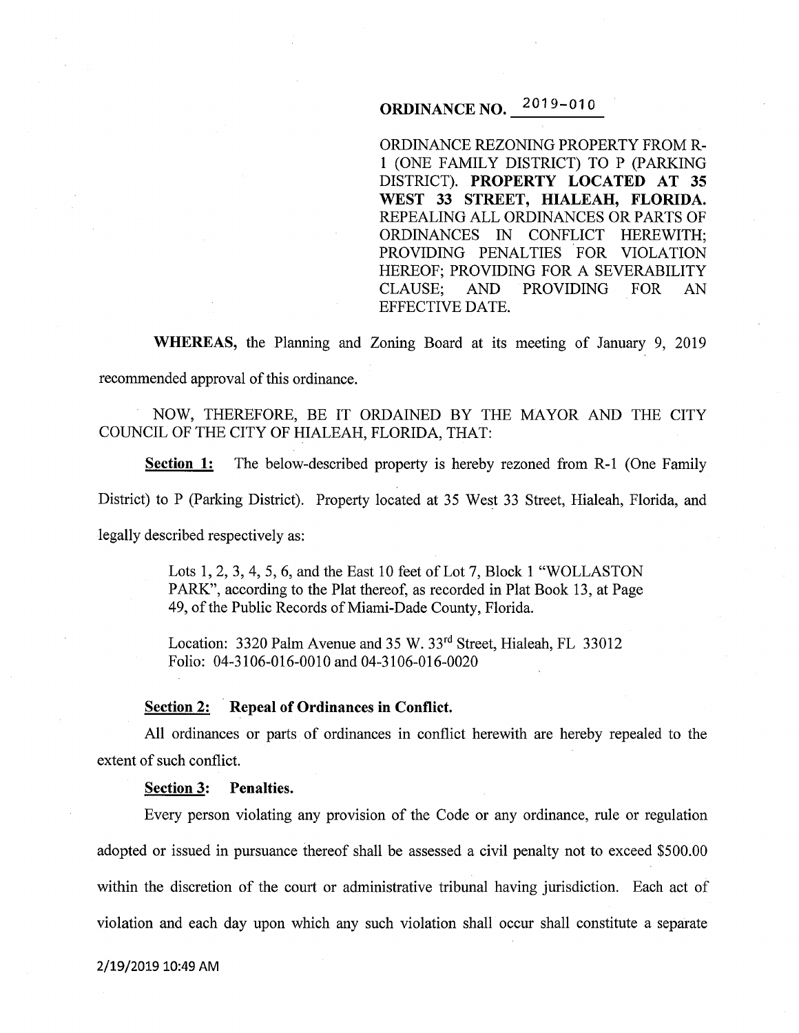# ORDINANCE NO. 2019-010

ORDINANCE REZONING PROPERTY FROM R-1 (ONE FAMILY DISTRICT) TO P (PARKING DISTRICT). **PROPERTY LOCATED AT 35 WEST 33 STREET, HIALEAH, FLORIDA.** REPEALING ALL ORDINANCES OR PARTS OF ORDINANCES IN CONFLICT HEREWITH; PROVIDING PENALTIES FOR VIOLATION HEREOF; PROVIDING FOR A SEVERABILITY CLAUSE; AND PROVIDING FOR AN EFFECTIVE DATE.

**WHEREAS,** the Planning and Zoning Board at its meeting of January 9, 2019 recommended approval of this ordinance.

NOW, THEREFORE, BE IT ORDAINED BY THE MAYOR AND THE CITY COUNCIL OF THE CITY OF HIALEAH, FLORIDA, THAT:

**Section 1:** The below-described property is hereby rezoned from R-1 (One Family District) to P (Parking District). Property located at 35 West 33 Street, Hialeah, Florida, and legally described respectively as:

> Lots 1, 2, 3, 4, 5, 6, and the East 10 feet of Lot 7, Block 1 "WOLLASTON PARK", according to the Plat thereof, as recorded in Plat Book 13, at Page 49, of the Public Records of Miami-Dade County, Florida.
>
> Location: 3320 Palm Avenue and 35 W. 33rd Street, Hialeah, FL 33012
> Folio: 04-3106-016-0010 and 04-3106-016-0020

**Section 2: Repeal of Ordinances in Conflict.**

All ordinances or parts of ordinances in conflict herewith are hereby repealed to the extent of such conflict.

**Section 3: Penalties.**

Every person violating any provision of the Code or any ordinance, rule or regulation adopted or issued in pursuance thereof shall be assessed a civil penalty not to exceed $500.00 within the discretion of the court or administrative tribunal having jurisdiction. Each act of violation and each day upon which any such violation shall occur shall constitute a separate

2/19/2019 10:49 AM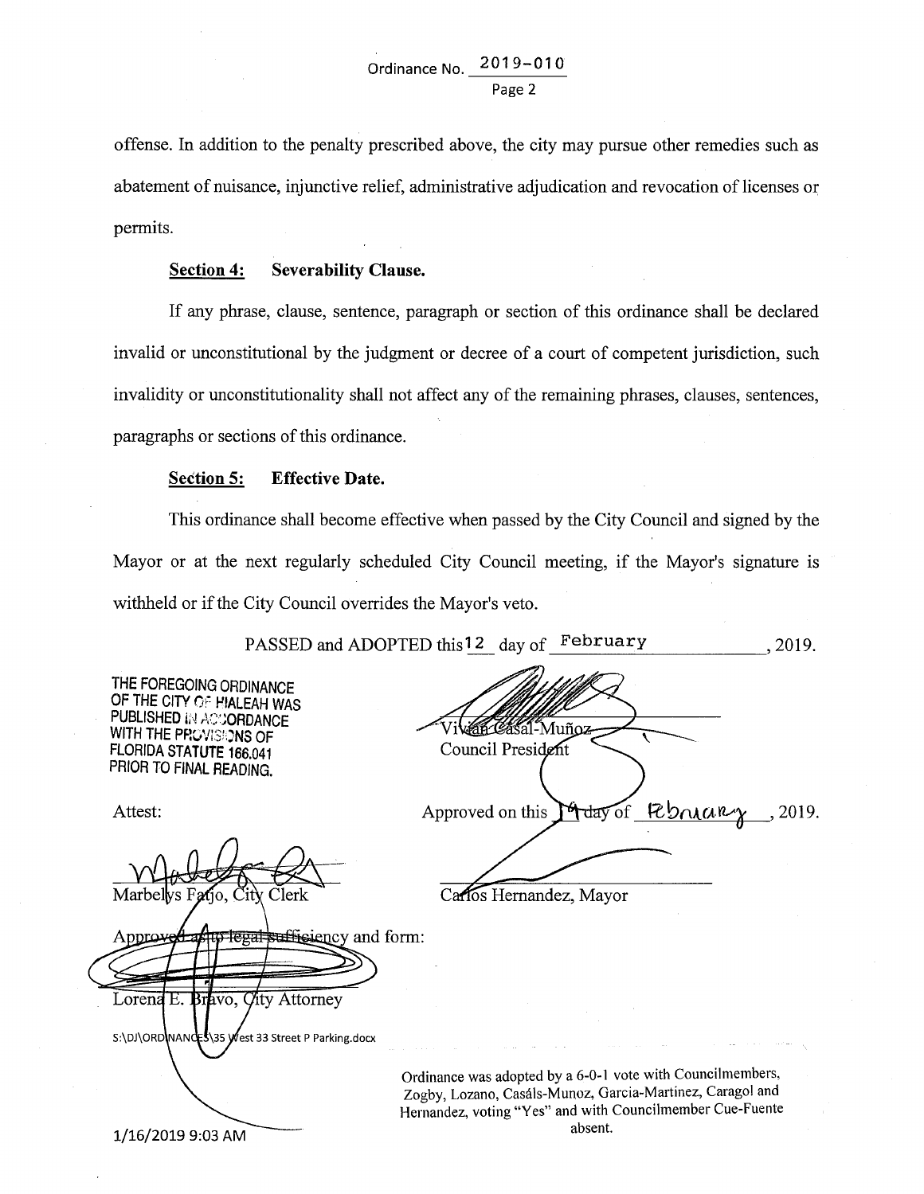offense. In addition to the penalty prescribed above, the city may pursue other remedies such as abatement of nuisance, injunctive relief, administrative adjudication and revocation of licenses or permits.

**Section 4: Severability Clause.**

If any phrase, clause, sentence, paragraph or section of this ordinance shall be declared invalid or unconstitutional by the judgment or decree of a court of competent jurisdiction, such invalidity or unconstitutionality shall not affect any of the remaining phrases, clauses, sentences, paragraphs or sections of this ordinance.

**Section 5: Effective Date.**

This ordinance shall become effective when passed by the City Council and signed by the Mayor or at the next regularly scheduled City Council meeting, if the Mayor's signature is withheld or if the City Council overrides the Mayor's veto.

PASSED and ADOPTED this 12 day of February, 2019.

THE FOREGOING ORDINANCE OF THE CITY OF HIALEAH WAS PUBLISHED IN ACCORDANCE WITH THE PROVISIONS OF FLORIDA STATUTE 166.041 PRIOR TO FINAL READING.

Vivian Casal-Muñoz
Council President

Approved on this 19 day of February, 2019.

Attest:

Marbelys Fatjo, City Clerk

Carlos Hernandez, Mayor

Approved as to legal sufficiency and form:

Lorena E. Bravo, City Attorney

S:\DJ\ORDINANCES\35 West 33 Street P Parking.docx

1/16/2019 9:03 AM

Ordinance was adopted by a 6-0-1 vote with Councilmembers, Zogby, Lozano, Casáls-Munoz, Garcia-Martinez, Caragol and Hernandez, voting "Yes" and with Councilmember Cue-Fuente absent.